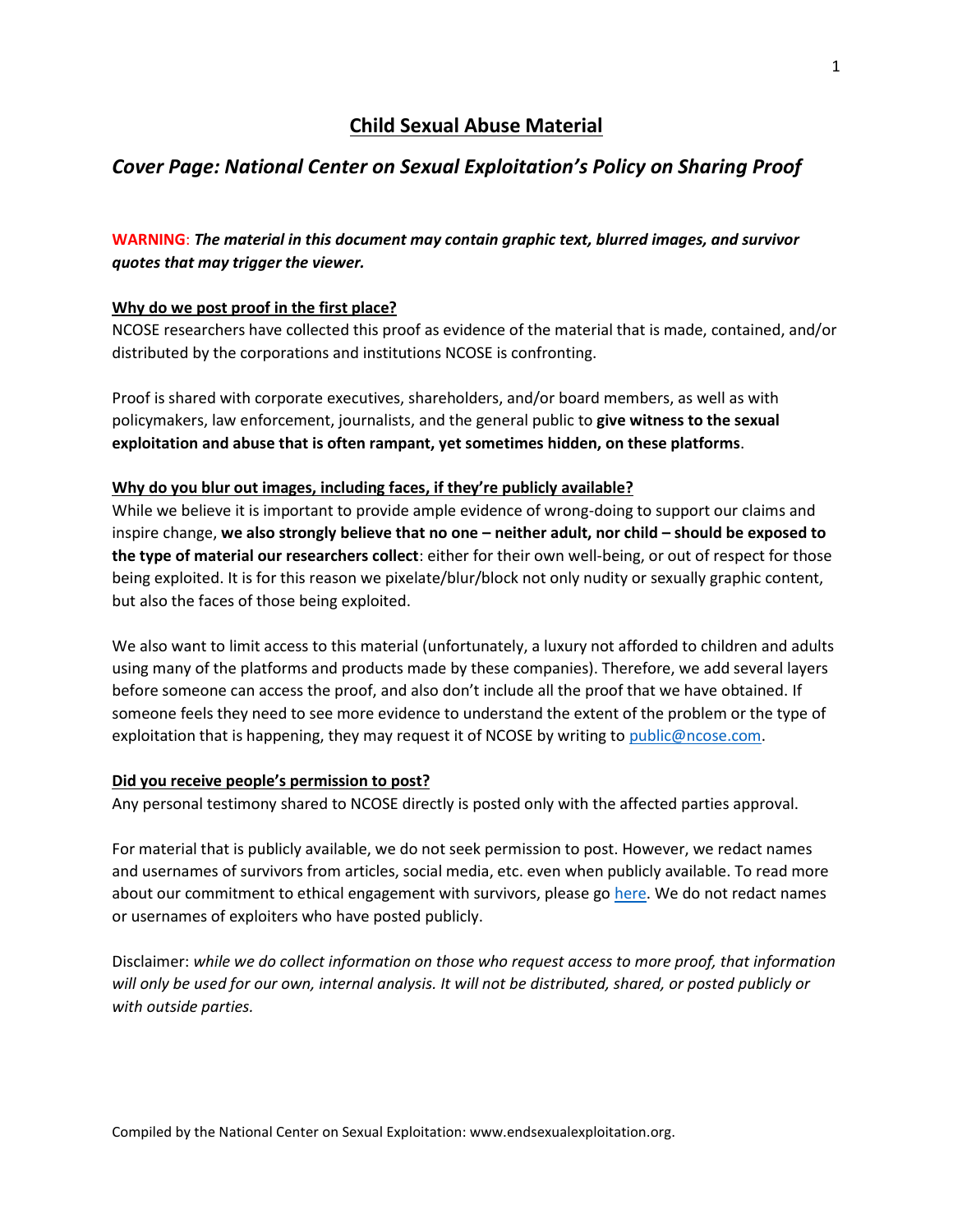# Child Sexual Abuse Material

## *Cover Page: National Center on Sexual Exploitation's Policy on Sharing Proof*

**WARNING**: ***The material in this document may contain graphic text, blurred images, and survivor quotes that may trigger the viewer.***

**Why do we post proof in the first place?**

NCOSE researchers have collected this proof as evidence of the material that is made, contained, and/or distributed by the corporations and institutions NCOSE is confronting.

Proof is shared with corporate executives, shareholders, and/or board members, as well as with policymakers, law enforcement, journalists, and the general public to **give witness to the sexual exploitation and abuse that is often rampant, yet sometimes hidden, on these platforms**.

**Why do you blur out images, including faces, if they're publicly available?**

While we believe it is important to provide ample evidence of wrong-doing to support our claims and inspire change, **we also strongly believe that no one – neither adult, nor child – should be exposed to the type of material our researchers collect**: either for their own well-being, or out of respect for those being exploited. It is for this reason we pixelate/blur/block not only nudity or sexually graphic content, but also the faces of those being exploited.

We also want to limit access to this material (unfortunately, a luxury not afforded to children and adults using many of the platforms and products made by these companies). Therefore, we add several layers before someone can access the proof, and also don't include all the proof that we have obtained. If someone feels they need to see more evidence to understand the extent of the problem or the type of exploitation that is happening, they may request it of NCOSE by writing to public@ncose.com.

**Did you receive people's permission to post?**

Any personal testimony shared to NCOSE directly is posted only with the affected parties approval.

For material that is publicly available, we do not seek permission to post. However, we redact names and usernames of survivors from articles, social media, etc. even when publicly available. To read more about our commitment to ethical engagement with survivors, please go here. We do not redact names or usernames of exploiters who have posted publicly.

Disclaimer: *while we do collect information on those who request access to more proof, that information will only be used for our own, internal analysis. It will not be distributed, shared, or posted publicly or with outside parties.*

Compiled by the National Center on Sexual Exploitation: www.endsexualexploitation.org.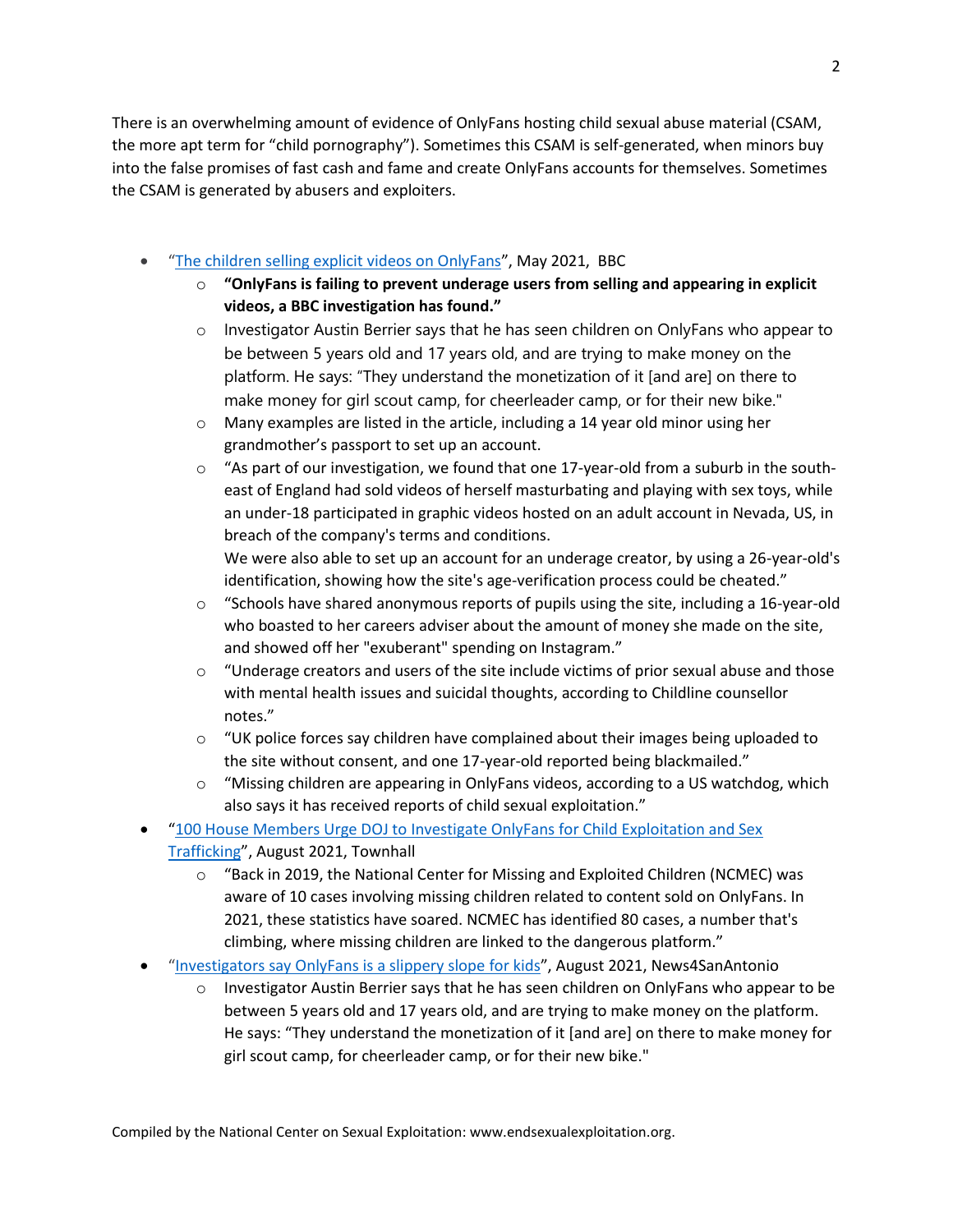There is an overwhelming amount of evidence of OnlyFans hosting child sexual abuse material (CSAM, the more apt term for "child pornography"). Sometimes this CSAM is self-generated, when minors buy into the false promises of fast cash and fame and create OnlyFans accounts for themselves. Sometimes the CSAM is generated by abusers and exploiters.

- "[The children selling explicit videos on OnlyFans](#)", May 2021, BBC
  - **"OnlyFans is failing to prevent underage users from selling and appearing in explicit videos, a BBC investigation has found."**
  - Investigator Austin Berrier says that he has seen children on OnlyFans who appear to be between 5 years old and 17 years old, and are trying to make money on the platform. He says: "They understand the monetization of it [and are] on there to make money for girl scout camp, for cheerleader camp, or for their new bike."
  - Many examples are listed in the article, including a 14 year old minor using her grandmother's passport to set up an account.
  - "As part of our investigation, we found that one 17-year-old from a suburb in the south-east of England had sold videos of herself masturbating and playing with sex toys, while an under-18 participated in graphic videos hosted on an adult account in Nevada, US, in breach of the company's terms and conditions.
    We were also able to set up an account for an underage creator, by using a 26-year-old's identification, showing how the site's age-verification process could be cheated."
  - "Schools have shared anonymous reports of pupils using the site, including a 16-year-old who boasted to her careers adviser about the amount of money she made on the site, and showed off her "exuberant" spending on Instagram."
  - "Underage creators and users of the site include victims of prior sexual abuse and those with mental health issues and suicidal thoughts, according to Childline counsellor notes."
  - "UK police forces say children have complained about their images being uploaded to the site without consent, and one 17-year-old reported being blackmailed."
  - "Missing children are appearing in OnlyFans videos, according to a US watchdog, which also says it has received reports of child sexual exploitation."
- "[100 House Members Urge DOJ to Investigate OnlyFans for Child Exploitation and Sex Trafficking](#)", August 2021, Townhall
  - "Back in 2019, the National Center for Missing and Exploited Children (NCMEC) was aware of 10 cases involving missing children related to content sold on OnlyFans. In 2021, these statistics have soared. NCMEC has identified 80 cases, a number that's climbing, where missing children are linked to the dangerous platform."
- "[Investigators say OnlyFans is a slippery slope for kids](#)", August 2021, News4SanAntonio
  - Investigator Austin Berrier says that he has seen children on OnlyFans who appear to be between 5 years old and 17 years old, and are trying to make money on the platform. He says: "They understand the monetization of it [and are] on there to make money for girl scout camp, for cheerleader camp, or for their new bike."

Compiled by the National Center on Sexual Exploitation: www.endsexualexploitation.org.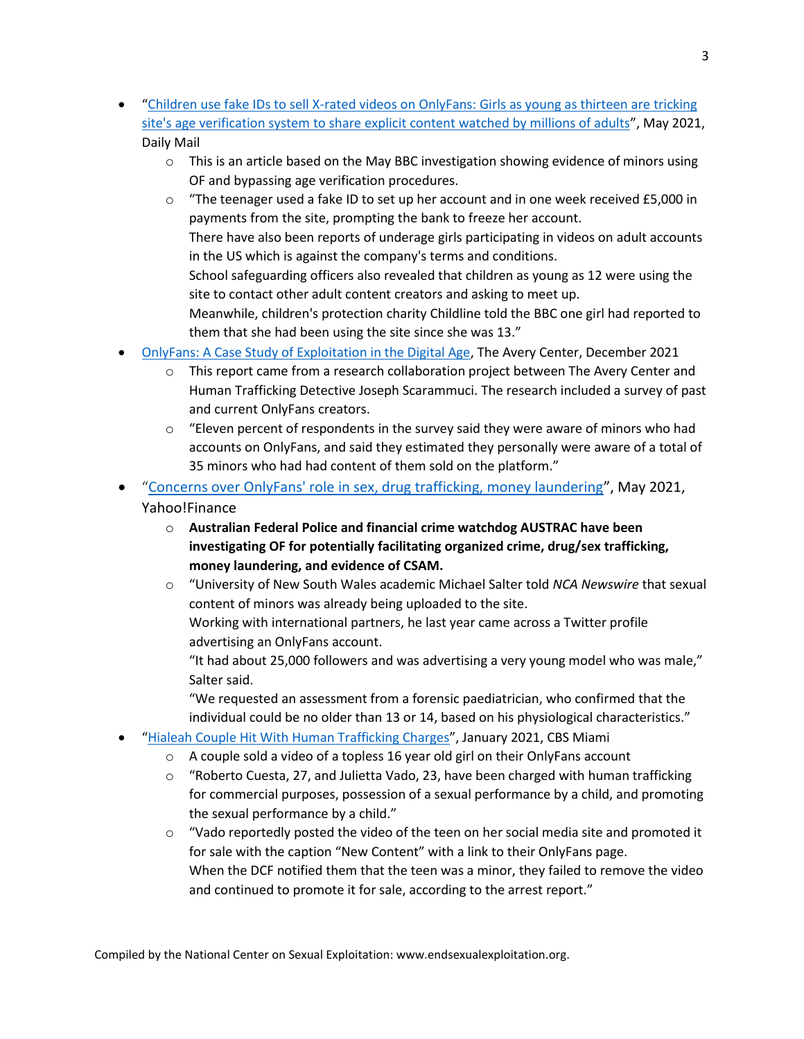- "[Children use fake IDs to sell X-rated videos on OnlyFans: Girls as young as thirteen are tricking site's age verification system to share explicit content watched by millions of adults]", May 2021, Daily Mail
    - This is an article based on the May BBC investigation showing evidence of minors using OF and bypassing age verification procedures.
    - "The teenager used a fake ID to set up her account and in one week received £5,000 in payments from the site, prompting the bank to freeze her account.
      There have also been reports of underage girls participating in videos on adult accounts in the US which is against the company's terms and conditions.
      School safeguarding officers also revealed that children as young as 12 were using the site to contact other adult content creators and asking to meet up.
      Meanwhile, children's protection charity Childline told the BBC one girl had reported to them that she had been using the site since she was 13."
- [OnlyFans: A Case Study of Exploitation in the Digital Age], The Avery Center, December 2021
    - This report came from a research collaboration project between The Avery Center and Human Trafficking Detective Joseph Scarammuci. The research included a survey of past and current OnlyFans creators.
    - "Eleven percent of respondents in the survey said they were aware of minors who had accounts on OnlyFans, and said they estimated they personally were aware of a total of 35 minors who had had content of them sold on the platform."
- "[Concerns over OnlyFans' role in sex, drug trafficking, money laundering]", May 2021, Yahoo!Finance
    - **Australian Federal Police and financial crime watchdog AUSTRAC have been investigating OF for potentially facilitating organized crime, drug/sex trafficking, money laundering, and evidence of CSAM.**
    - "University of New South Wales academic Michael Salter told *NCA Newswire* that sexual content of minors was already being uploaded to the site.
      Working with international partners, he last year came across a Twitter profile advertising an OnlyFans account.
      "It had about 25,000 followers and was advertising a very young model who was male," Salter said.
      "We requested an assessment from a forensic paediatrician, who confirmed that the individual could be no older than 13 or 14, based on his physiological characteristics."
- "[Hialeah Couple Hit With Human Trafficking Charges]", January 2021, CBS Miami
    - A couple sold a video of a topless 16 year old girl on their OnlyFans account
    - "Roberto Cuesta, 27, and Julietta Vado, 23, have been charged with human trafficking for commercial purposes, possession of a sexual performance by a child, and promoting the sexual performance by a child."
    - "Vado reportedly posted the video of the teen on her social media site and promoted it for sale with the caption "New Content" with a link to their OnlyFans page.
      When the DCF notified them that the teen was a minor, they failed to remove the video and continued to promote it for sale, according to the arrest report."

Compiled by the National Center on Sexual Exploitation: www.endsexualexploitation.org.